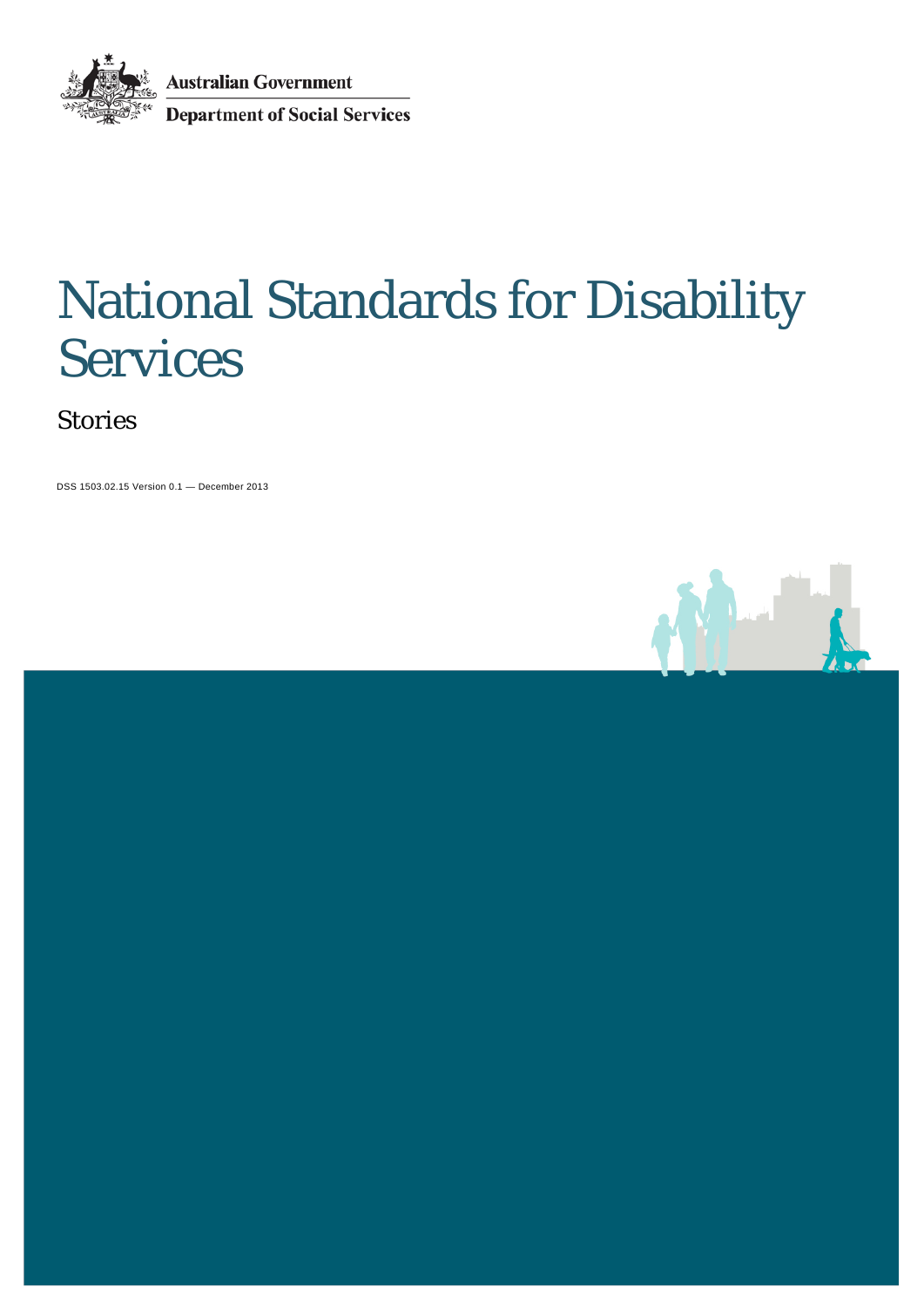Australian Government

Department of Social Services

# National Standards for Disability Services

## Stories

DSS 1503.02.15 Version 0.1 — December 2013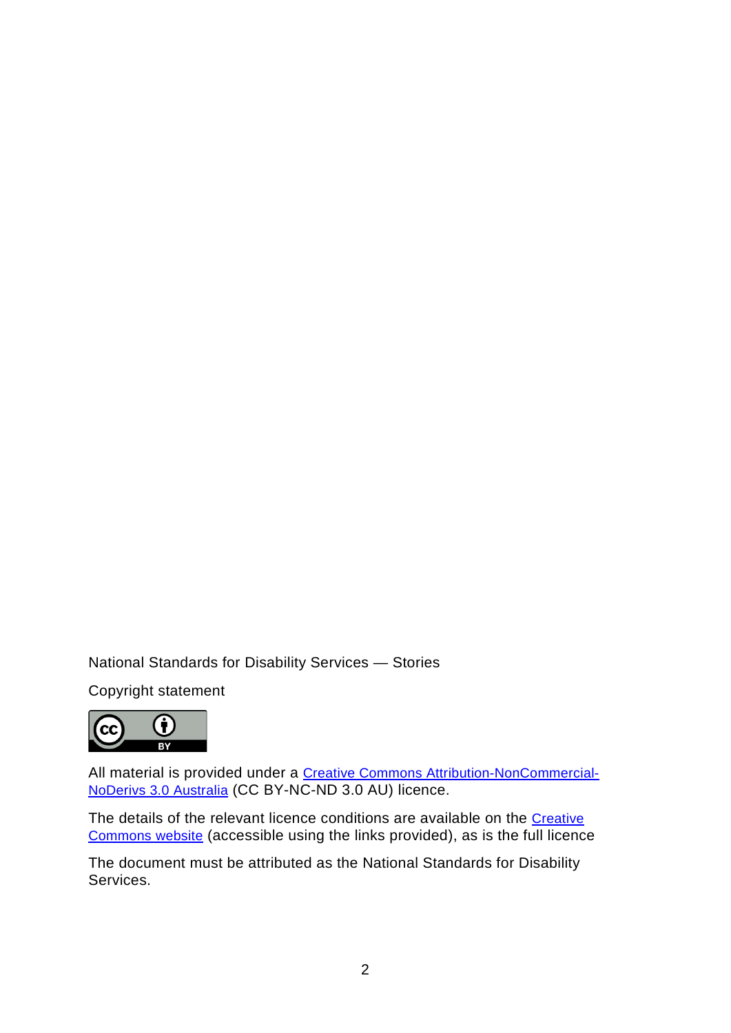National Standards for Disability Services — Stories

Copyright statement

All material is provided under a Creative Commons Attribution-NonCommercial-NoDerivs 3.0 Australia (CC BY-NC-ND 3.0 AU) licence.

The details of the relevant licence conditions are available on the Creative Commons website (accessible using the links provided), as is the full licence

The document must be attributed as the National Standards for Disability Services.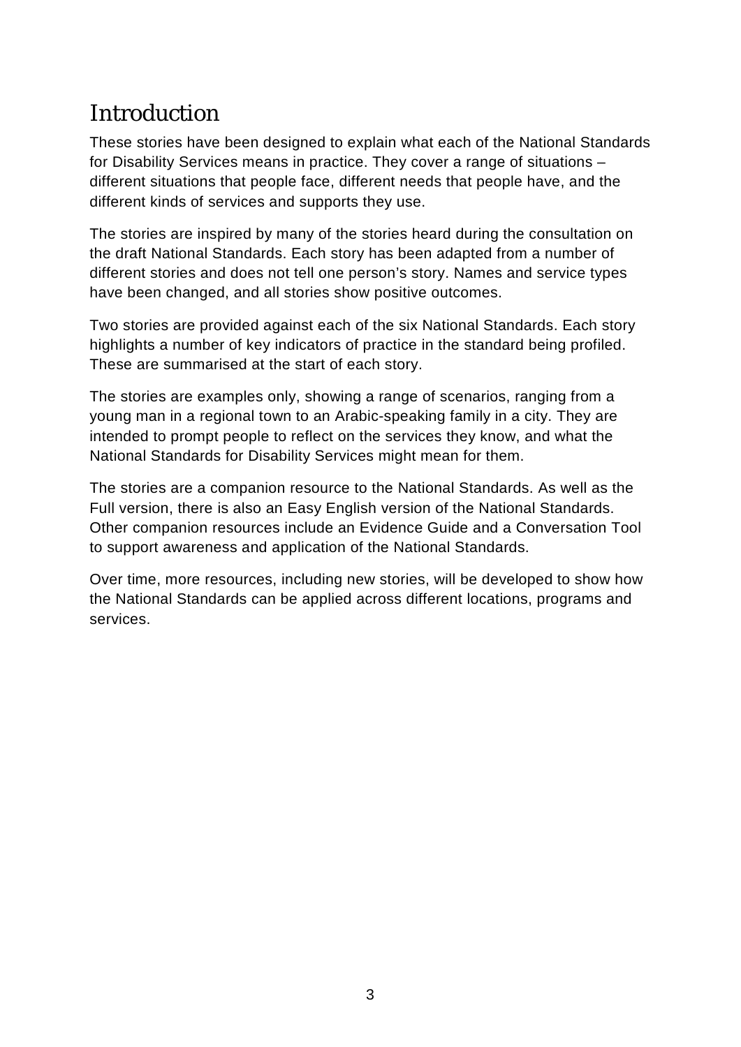# Introduction

These stories have been designed to explain what each of the National Standards for Disability Services means in practice. They cover a range of situations – different situations that people face, different needs that people have, and the different kinds of services and supports they use.

The stories are inspired by many of the stories heard during the consultation on the draft National Standards. Each story has been adapted from a number of different stories and does not tell one person's story. Names and service types have been changed, and all stories show positive outcomes.

Two stories are provided against each of the six National Standards. Each story highlights a number of key indicators of practice in the standard being profiled. These are summarised at the start of each story.

The stories are examples only, showing a range of scenarios, ranging from a young man in a regional town to an Arabic-speaking family in a city. They are intended to prompt people to reflect on the services they know, and what the National Standards for Disability Services might mean for them.

The stories are a companion resource to the National Standards. As well as the Full version, there is also an Easy English version of the National Standards. Other companion resources include an Evidence Guide and a Conversation Tool to support awareness and application of the National Standards.

Over time, more resources, including new stories, will be developed to show how the National Standards can be applied across different locations, programs and services.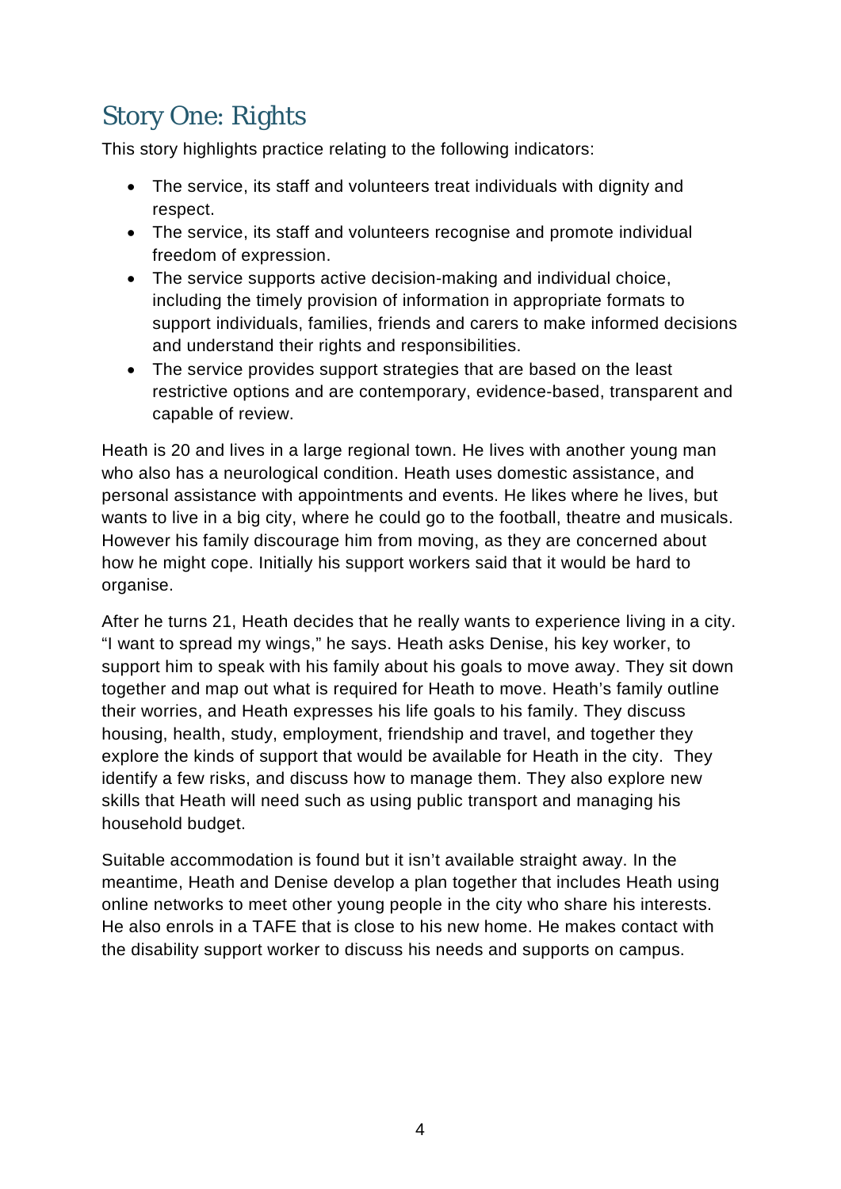## Story One: Rights

This story highlights practice relating to the following indicators:

- The service, its staff and volunteers treat individuals with dignity and respect.
- The service, its staff and volunteers recognise and promote individual freedom of expression.
- The service supports active decision-making and individual choice, including the timely provision of information in appropriate formats to support individuals, families, friends and carers to make informed decisions and understand their rights and responsibilities.
- The service provides support strategies that are based on the least restrictive options and are contemporary, evidence-based, transparent and capable of review.

Heath is 20 and lives in a large regional town. He lives with another young man who also has a neurological condition. Heath uses domestic assistance, and personal assistance with appointments and events. He likes where he lives, but wants to live in a big city, where he could go to the football, theatre and musicals. However his family discourage him from moving, as they are concerned about how he might cope. Initially his support workers said that it would be hard to organise.

After he turns 21, Heath decides that he really wants to experience living in a city. "I want to spread my wings," he says. Heath asks Denise, his key worker, to support him to speak with his family about his goals to move away. They sit down together and map out what is required for Heath to move. Heath's family outline their worries, and Heath expresses his life goals to his family. They discuss housing, health, study, employment, friendship and travel, and together they explore the kinds of support that would be available for Heath in the city. They identify a few risks, and discuss how to manage them. They also explore new skills that Heath will need such as using public transport and managing his household budget.

Suitable accommodation is found but it isn't available straight away. In the meantime, Heath and Denise develop a plan together that includes Heath using online networks to meet other young people in the city who share his interests. He also enrols in a TAFE that is close to his new home. He makes contact with the disability support worker to discuss his needs and supports on campus.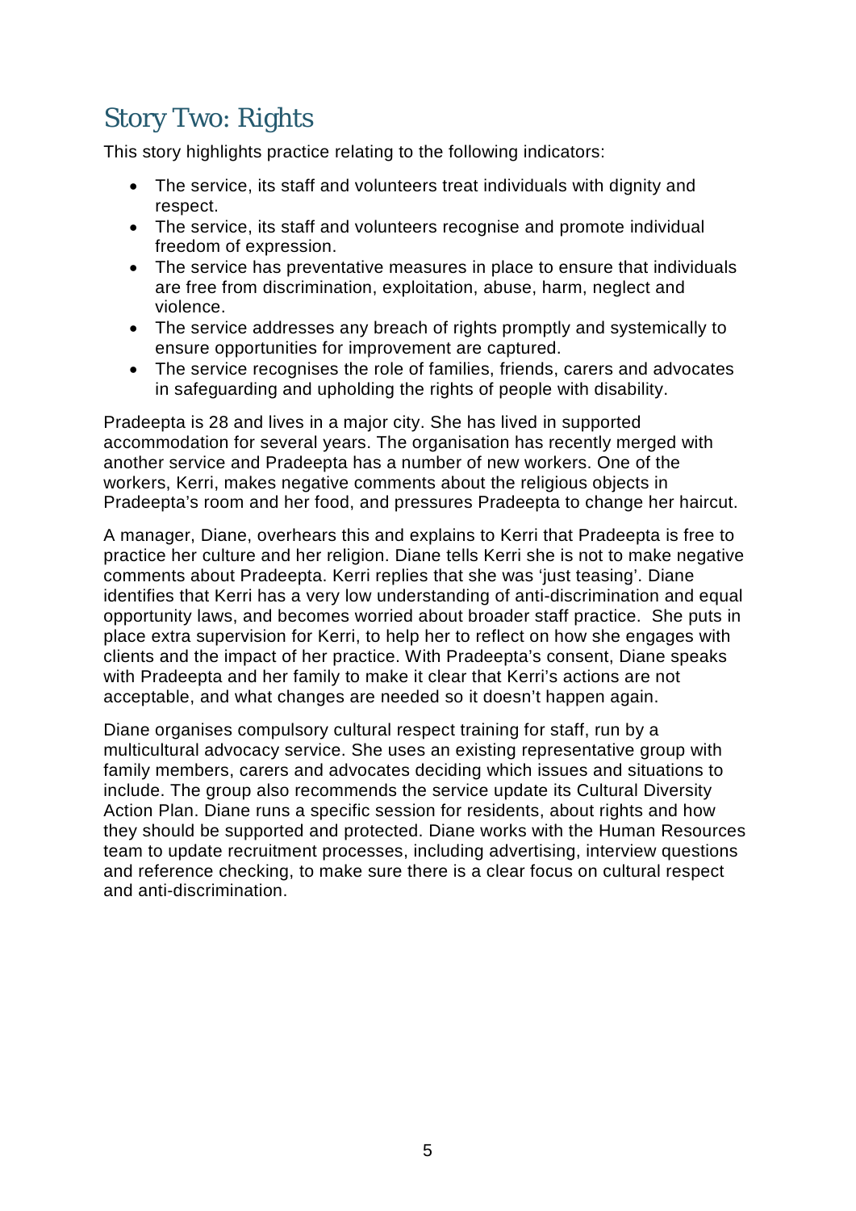## Story Two: Rights

This story highlights practice relating to the following indicators:

- The service, its staff and volunteers treat individuals with dignity and respect.
- The service, its staff and volunteers recognise and promote individual freedom of expression.
- The service has preventative measures in place to ensure that individuals are free from discrimination, exploitation, abuse, harm, neglect and violence.
- The service addresses any breach of rights promptly and systemically to ensure opportunities for improvement are captured.
- The service recognises the role of families, friends, carers and advocates in safeguarding and upholding the rights of people with disability.

Pradeepta is 28 and lives in a major city. She has lived in supported accommodation for several years. The organisation has recently merged with another service and Pradeepta has a number of new workers. One of the workers, Kerri, makes negative comments about the religious objects in Pradeepta's room and her food, and pressures Pradeepta to change her haircut.

A manager, Diane, overhears this and explains to Kerri that Pradeepta is free to practice her culture and her religion. Diane tells Kerri she is not to make negative comments about Pradeepta. Kerri replies that she was 'just teasing'. Diane identifies that Kerri has a very low understanding of anti-discrimination and equal opportunity laws, and becomes worried about broader staff practice. She puts in place extra supervision for Kerri, to help her to reflect on how she engages with clients and the impact of her practice. With Pradeepta's consent, Diane speaks with Pradeepta and her family to make it clear that Kerri's actions are not acceptable, and what changes are needed so it doesn't happen again.

Diane organises compulsory cultural respect training for staff, run by a multicultural advocacy service. She uses an existing representative group with family members, carers and advocates deciding which issues and situations to include. The group also recommends the service update its Cultural Diversity Action Plan. Diane runs a specific session for residents, about rights and how they should be supported and protected. Diane works with the Human Resources team to update recruitment processes, including advertising, interview questions and reference checking, to make sure there is a clear focus on cultural respect and anti-discrimination.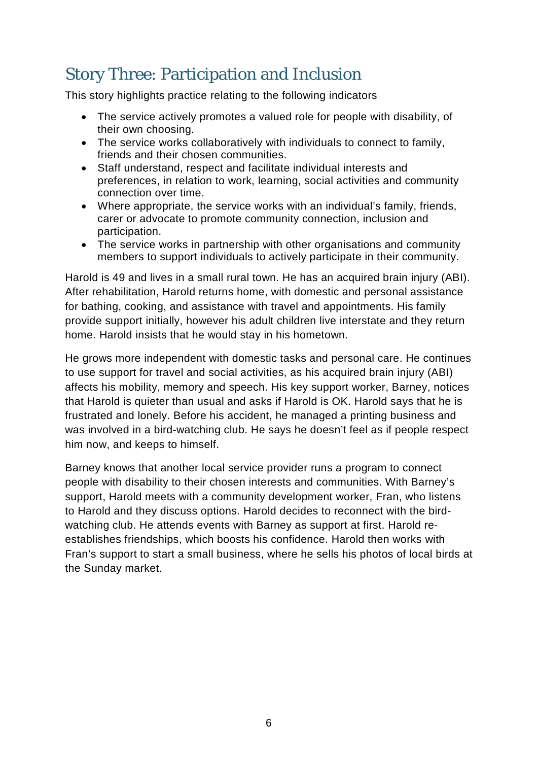## Story Three: Participation and Inclusion

This story highlights practice relating to the following indicators

- The service actively promotes a valued role for people with disability, of their own choosing.
- The service works collaboratively with individuals to connect to family, friends and their chosen communities.
- Staff understand, respect and facilitate individual interests and preferences, in relation to work, learning, social activities and community connection over time.
- Where appropriate, the service works with an individual's family, friends, carer or advocate to promote community connection, inclusion and participation.
- The service works in partnership with other organisations and community members to support individuals to actively participate in their community.

Harold is 49 and lives in a small rural town. He has an acquired brain injury (ABI). After rehabilitation, Harold returns home, with domestic and personal assistance for bathing, cooking, and assistance with travel and appointments. His family provide support initially, however his adult children live interstate and they return home. Harold insists that he would stay in his hometown.

He grows more independent with domestic tasks and personal care. He continues to use support for travel and social activities, as his acquired brain injury (ABI) affects his mobility, memory and speech. His key support worker, Barney, notices that Harold is quieter than usual and asks if Harold is OK. Harold says that he is frustrated and lonely. Before his accident, he managed a printing business and was involved in a bird-watching club. He says he doesn't feel as if people respect him now, and keeps to himself.

Barney knows that another local service provider runs a program to connect people with disability to their chosen interests and communities. With Barney's support, Harold meets with a community development worker, Fran, who listens to Harold and they discuss options. Harold decides to reconnect with the bird-watching club. He attends events with Barney as support at first. Harold re-establishes friendships, which boosts his confidence. Harold then works with Fran's support to start a small business, where he sells his photos of local birds at the Sunday market.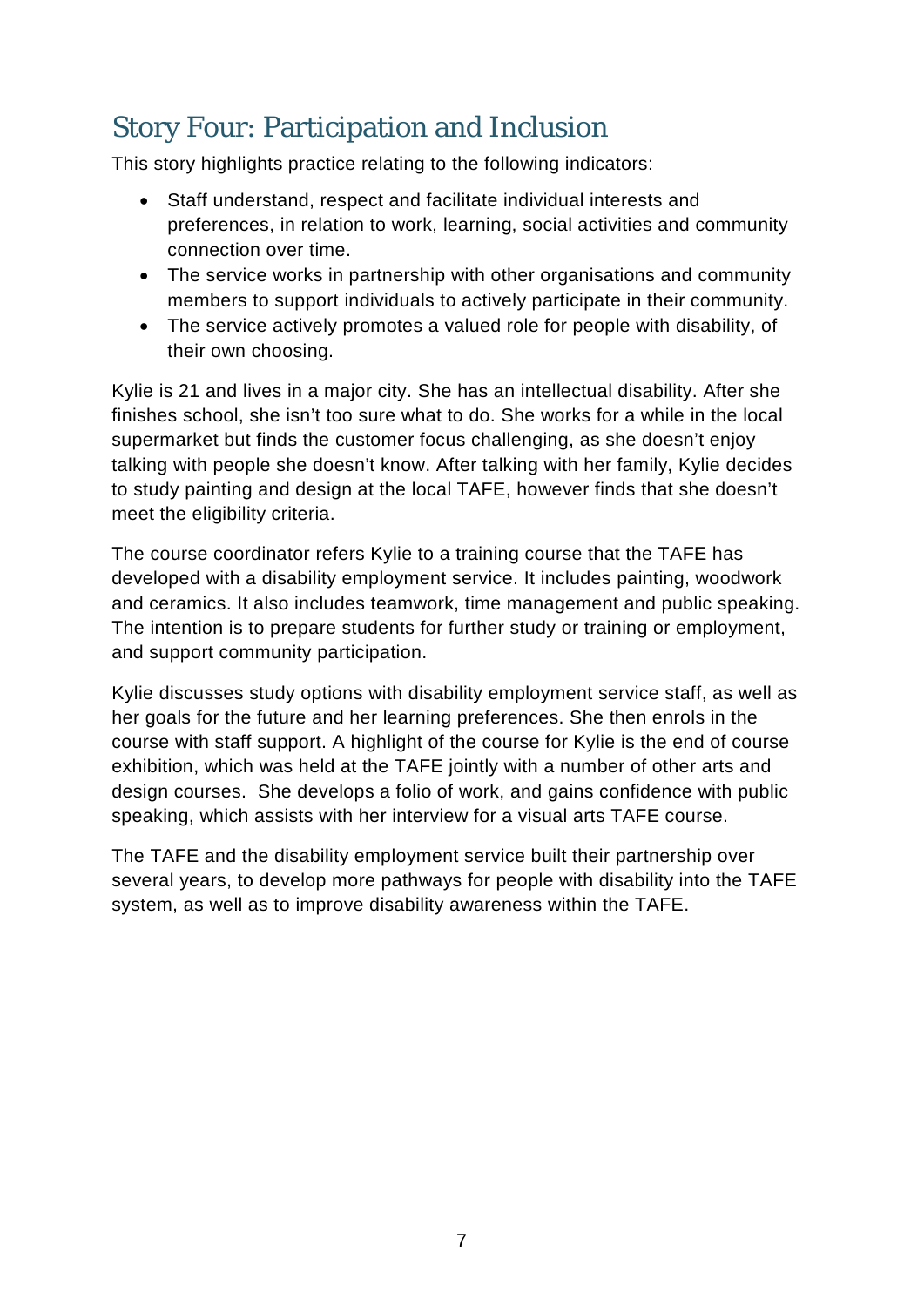## Story Four: Participation and Inclusion

This story highlights practice relating to the following indicators:

- Staff understand, respect and facilitate individual interests and preferences, in relation to work, learning, social activities and community connection over time.
- The service works in partnership with other organisations and community members to support individuals to actively participate in their community.
- The service actively promotes a valued role for people with disability, of their own choosing.

Kylie is 21 and lives in a major city. She has an intellectual disability. After she finishes school, she isn't too sure what to do. She works for a while in the local supermarket but finds the customer focus challenging, as she doesn't enjoy talking with people she doesn't know. After talking with her family, Kylie decides to study painting and design at the local TAFE, however finds that she doesn't meet the eligibility criteria.

The course coordinator refers Kylie to a training course that the TAFE has developed with a disability employment service. It includes painting, woodwork and ceramics. It also includes teamwork, time management and public speaking. The intention is to prepare students for further study or training or employment, and support community participation.

Kylie discusses study options with disability employment service staff, as well as her goals for the future and her learning preferences. She then enrols in the course with staff support. A highlight of the course for Kylie is the end of course exhibition, which was held at the TAFE jointly with a number of other arts and design courses. She develops a folio of work, and gains confidence with public speaking, which assists with her interview for a visual arts TAFE course.

The TAFE and the disability employment service built their partnership over several years, to develop more pathways for people with disability into the TAFE system, as well as to improve disability awareness within the TAFE.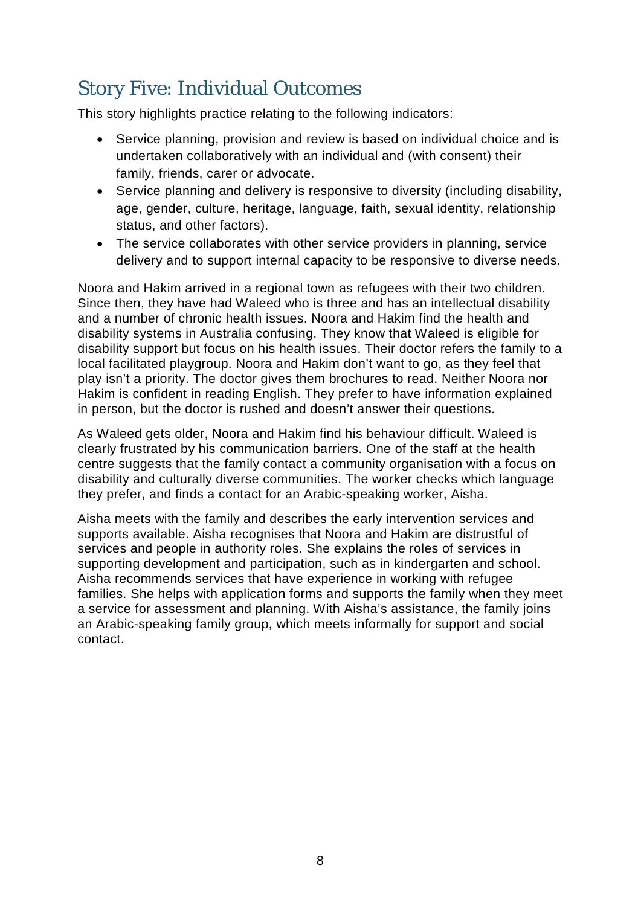## Story Five: Individual Outcomes

This story highlights practice relating to the following indicators:

- Service planning, provision and review is based on individual choice and is undertaken collaboratively with an individual and (with consent) their family, friends, carer or advocate.
- Service planning and delivery is responsive to diversity (including disability, age, gender, culture, heritage, language, faith, sexual identity, relationship status, and other factors).
- The service collaborates with other service providers in planning, service delivery and to support internal capacity to be responsive to diverse needs.

Noora and Hakim arrived in a regional town as refugees with their two children. Since then, they have had Waleed who is three and has an intellectual disability and a number of chronic health issues. Noora and Hakim find the health and disability systems in Australia confusing. They know that Waleed is eligible for disability support but focus on his health issues. Their doctor refers the family to a local facilitated playgroup. Noora and Hakim don't want to go, as they feel that play isn't a priority. The doctor gives them brochures to read. Neither Noora nor Hakim is confident in reading English. They prefer to have information explained in person, but the doctor is rushed and doesn't answer their questions.

As Waleed gets older, Noora and Hakim find his behaviour difficult. Waleed is clearly frustrated by his communication barriers. One of the staff at the health centre suggests that the family contact a community organisation with a focus on disability and culturally diverse communities. The worker checks which language they prefer, and finds a contact for an Arabic-speaking worker, Aisha.

Aisha meets with the family and describes the early intervention services and supports available. Aisha recognises that Noora and Hakim are distrustful of services and people in authority roles. She explains the roles of services in supporting development and participation, such as in kindergarten and school. Aisha recommends services that have experience in working with refugee families. She helps with application forms and supports the family when they meet a service for assessment and planning. With Aisha's assistance, the family joins an Arabic-speaking family group, which meets informally for support and social contact.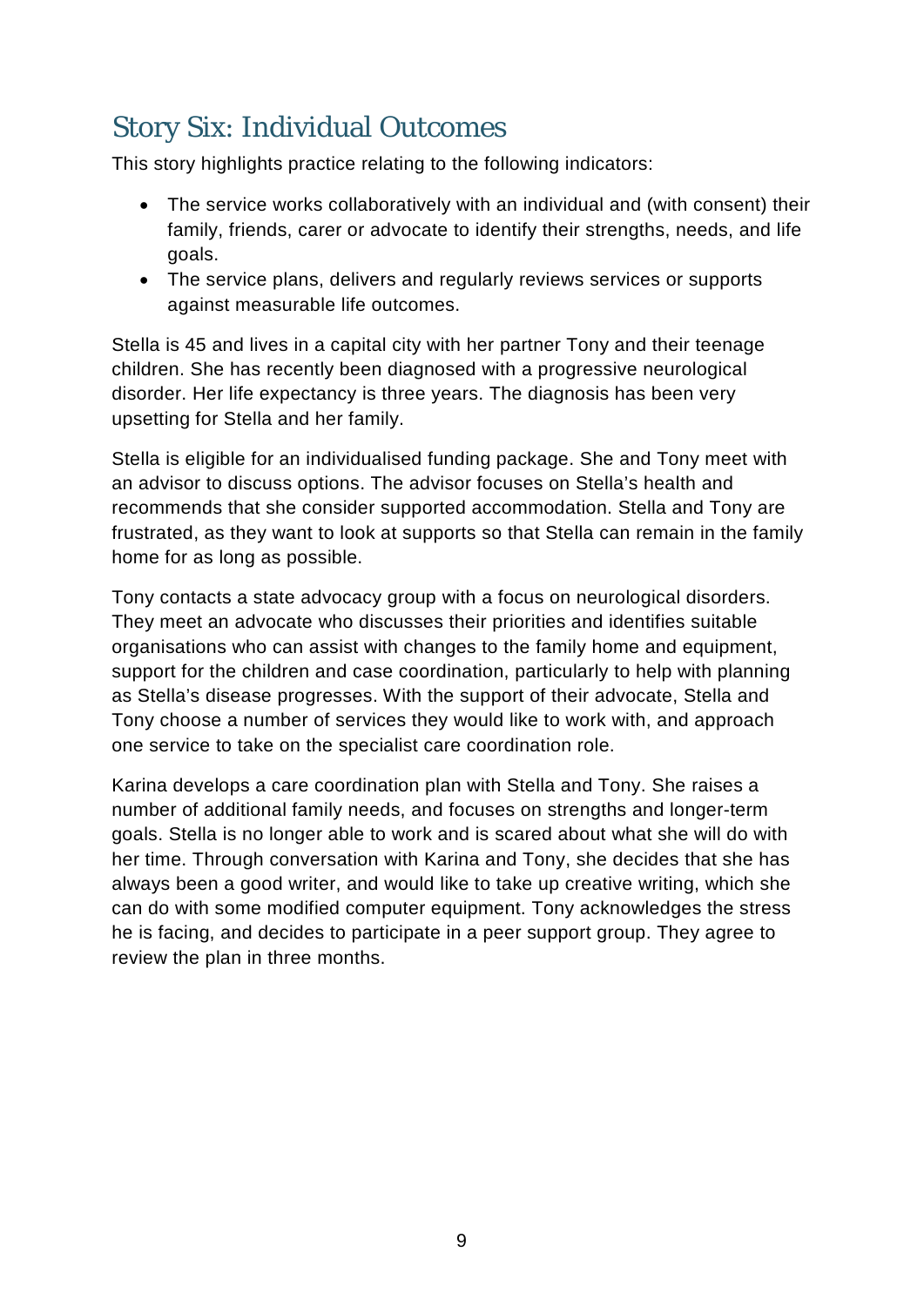## Story Six: Individual Outcomes

This story highlights practice relating to the following indicators:

- The service works collaboratively with an individual and (with consent) their family, friends, carer or advocate to identify their strengths, needs, and life goals.
- The service plans, delivers and regularly reviews services or supports against measurable life outcomes.

Stella is 45 and lives in a capital city with her partner Tony and their teenage children. She has recently been diagnosed with a progressive neurological disorder. Her life expectancy is three years. The diagnosis has been very upsetting for Stella and her family.

Stella is eligible for an individualised funding package. She and Tony meet with an advisor to discuss options. The advisor focuses on Stella's health and recommends that she consider supported accommodation. Stella and Tony are frustrated, as they want to look at supports so that Stella can remain in the family home for as long as possible.

Tony contacts a state advocacy group with a focus on neurological disorders. They meet an advocate who discusses their priorities and identifies suitable organisations who can assist with changes to the family home and equipment, support for the children and case coordination, particularly to help with planning as Stella's disease progresses. With the support of their advocate, Stella and Tony choose a number of services they would like to work with, and approach one service to take on the specialist care coordination role.

Karina develops a care coordination plan with Stella and Tony. She raises a number of additional family needs, and focuses on strengths and longer-term goals. Stella is no longer able to work and is scared about what she will do with her time. Through conversation with Karina and Tony, she decides that she has always been a good writer, and would like to take up creative writing, which she can do with some modified computer equipment. Tony acknowledges the stress he is facing, and decides to participate in a peer support group. They agree to review the plan in three months.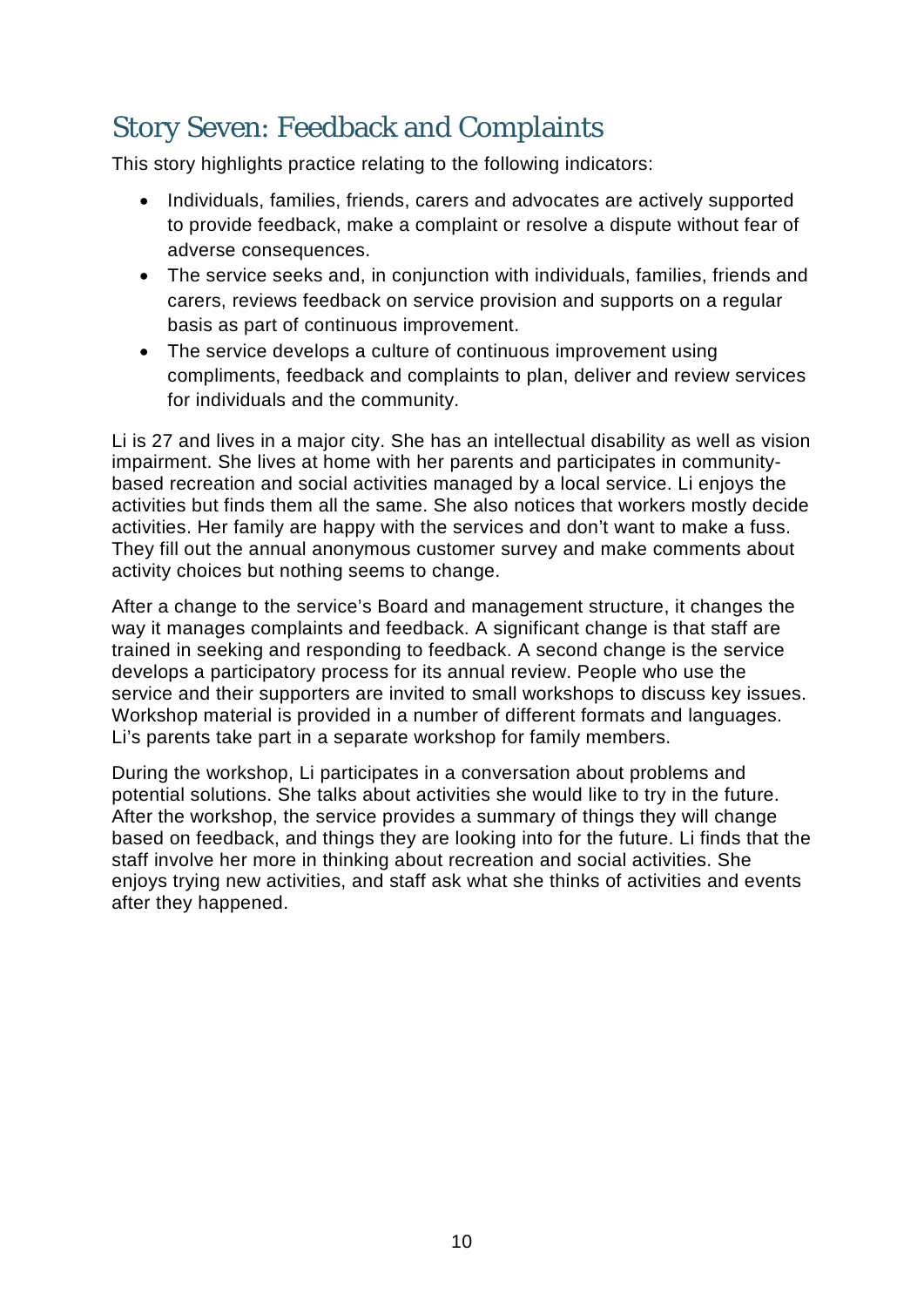## Story Seven: Feedback and Complaints

This story highlights practice relating to the following indicators:

- Individuals, families, friends, carers and advocates are actively supported to provide feedback, make a complaint or resolve a dispute without fear of adverse consequences.
- The service seeks and, in conjunction with individuals, families, friends and carers, reviews feedback on service provision and supports on a regular basis as part of continuous improvement.
- The service develops a culture of continuous improvement using compliments, feedback and complaints to plan, deliver and review services for individuals and the community.

Li is 27 and lives in a major city. She has an intellectual disability as well as vision impairment. She lives at home with her parents and participates in community-based recreation and social activities managed by a local service. Li enjoys the activities but finds them all the same. She also notices that workers mostly decide activities. Her family are happy with the services and don't want to make a fuss. They fill out the annual anonymous customer survey and make comments about activity choices but nothing seems to change.

After a change to the service's Board and management structure, it changes the way it manages complaints and feedback. A significant change is that staff are trained in seeking and responding to feedback. A second change is the service develops a participatory process for its annual review. People who use the service and their supporters are invited to small workshops to discuss key issues. Workshop material is provided in a number of different formats and languages. Li's parents take part in a separate workshop for family members.

During the workshop, Li participates in a conversation about problems and potential solutions. She talks about activities she would like to try in the future. After the workshop, the service provides a summary of things they will change based on feedback, and things they are looking into for the future. Li finds that the staff involve her more in thinking about recreation and social activities. She enjoys trying new activities, and staff ask what she thinks of activities and events after they happened.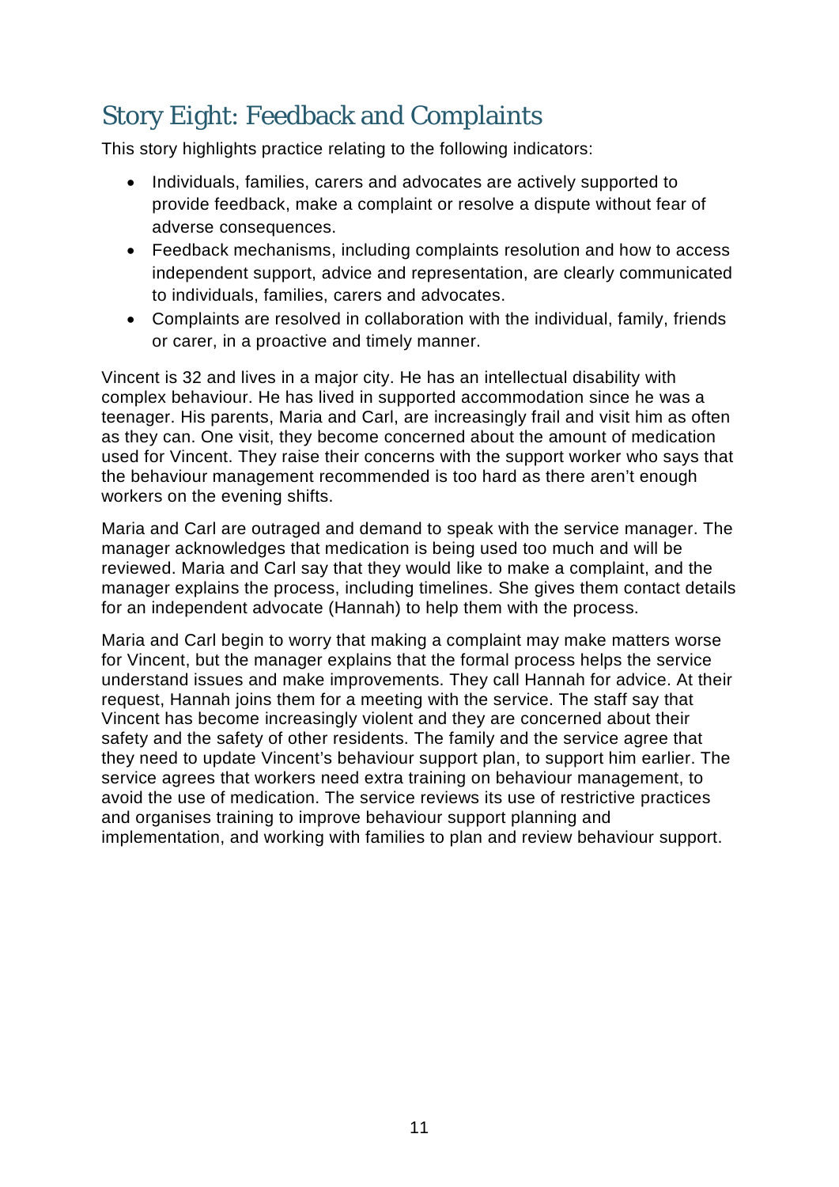## Story Eight: Feedback and Complaints

This story highlights practice relating to the following indicators:

- Individuals, families, carers and advocates are actively supported to provide feedback, make a complaint or resolve a dispute without fear of adverse consequences.
- Feedback mechanisms, including complaints resolution and how to access independent support, advice and representation, are clearly communicated to individuals, families, carers and advocates.
- Complaints are resolved in collaboration with the individual, family, friends or carer, in a proactive and timely manner.

Vincent is 32 and lives in a major city. He has an intellectual disability with complex behaviour. He has lived in supported accommodation since he was a teenager. His parents, Maria and Carl, are increasingly frail and visit him as often as they can. One visit, they become concerned about the amount of medication used for Vincent. They raise their concerns with the support worker who says that the behaviour management recommended is too hard as there aren't enough workers on the evening shifts.

Maria and Carl are outraged and demand to speak with the service manager. The manager acknowledges that medication is being used too much and will be reviewed. Maria and Carl say that they would like to make a complaint, and the manager explains the process, including timelines. She gives them contact details for an independent advocate (Hannah) to help them with the process.

Maria and Carl begin to worry that making a complaint may make matters worse for Vincent, but the manager explains that the formal process helps the service understand issues and make improvements. They call Hannah for advice. At their request, Hannah joins them for a meeting with the service. The staff say that Vincent has become increasingly violent and they are concerned about their safety and the safety of other residents. The family and the service agree that they need to update Vincent's behaviour support plan, to support him earlier. The service agrees that workers need extra training on behaviour management, to avoid the use of medication. The service reviews its use of restrictive practices and organises training to improve behaviour support planning and implementation, and working with families to plan and review behaviour support.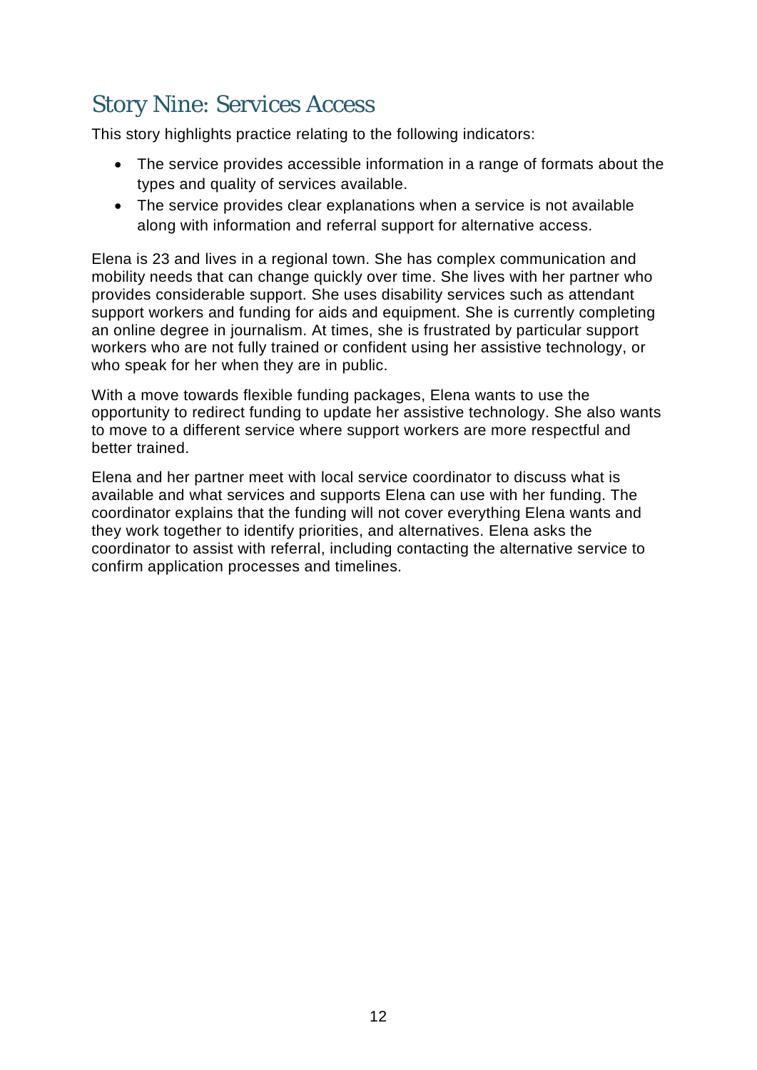## Story Nine: Services Access

This story highlights practice relating to the following indicators:

- The service provides accessible information in a range of formats about the types and quality of services available.
- The service provides clear explanations when a service is not available along with information and referral support for alternative access.

Elena is 23 and lives in a regional town. She has complex communication and mobility needs that can change quickly over time. She lives with her partner who provides considerable support. She uses disability services such as attendant support workers and funding for aids and equipment. She is currently completing an online degree in journalism. At times, she is frustrated by particular support workers who are not fully trained or confident using her assistive technology, or who speak for her when they are in public.

With a move towards flexible funding packages, Elena wants to use the opportunity to redirect funding to update her assistive technology. She also wants to move to a different service where support workers are more respectful and better trained.

Elena and her partner meet with local service coordinator to discuss what is available and what services and supports Elena can use with her funding. The coordinator explains that the funding will not cover everything Elena wants and they work together to identify priorities, and alternatives. Elena asks the coordinator to assist with referral, including contacting the alternative service to confirm application processes and timelines.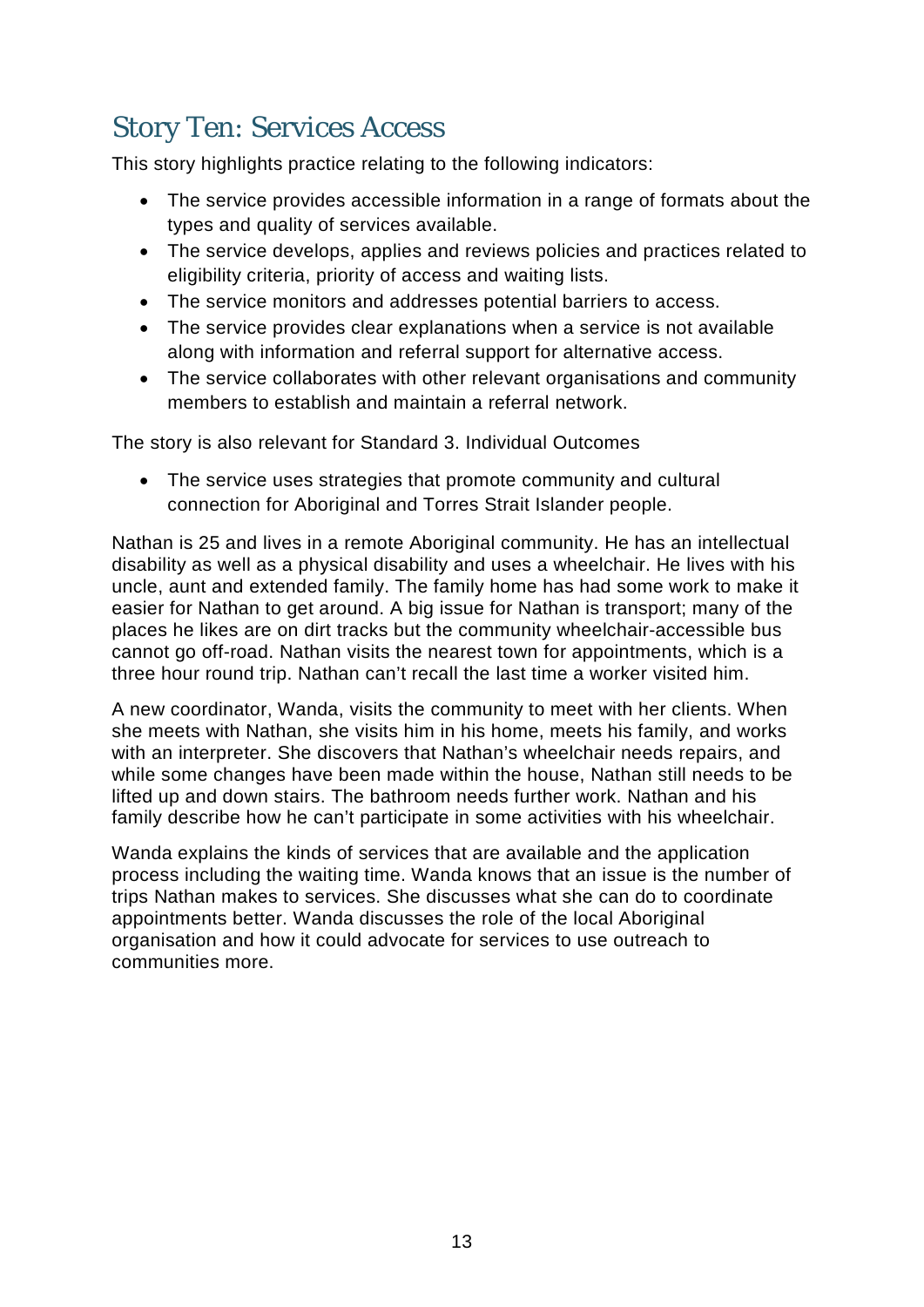# Story Ten: Services Access

This story highlights practice relating to the following indicators:

- The service provides accessible information in a range of formats about the types and quality of services available.
- The service develops, applies and reviews policies and practices related to eligibility criteria, priority of access and waiting lists.
- The service monitors and addresses potential barriers to access.
- The service provides clear explanations when a service is not available along with information and referral support for alternative access.
- The service collaborates with other relevant organisations and community members to establish and maintain a referral network.

The story is also relevant for Standard 3. Individual Outcomes

- The service uses strategies that promote community and cultural connection for Aboriginal and Torres Strait Islander people.

Nathan is 25 and lives in a remote Aboriginal community. He has an intellectual disability as well as a physical disability and uses a wheelchair. He lives with his uncle, aunt and extended family. The family home has had some work to make it easier for Nathan to get around. A big issue for Nathan is transport; many of the places he likes are on dirt tracks but the community wheelchair-accessible bus cannot go off-road. Nathan visits the nearest town for appointments, which is a three hour round trip. Nathan can't recall the last time a worker visited him.

A new coordinator, Wanda, visits the community to meet with her clients. When she meets with Nathan, she visits him in his home, meets his family, and works with an interpreter. She discovers that Nathan's wheelchair needs repairs, and while some changes have been made within the house, Nathan still needs to be lifted up and down stairs. The bathroom needs further work. Nathan and his family describe how he can't participate in some activities with his wheelchair.

Wanda explains the kinds of services that are available and the application process including the waiting time. Wanda knows that an issue is the number of trips Nathan makes to services. She discusses what she can do to coordinate appointments better. Wanda discusses the role of the local Aboriginal organisation and how it could advocate for services to use outreach to communities more.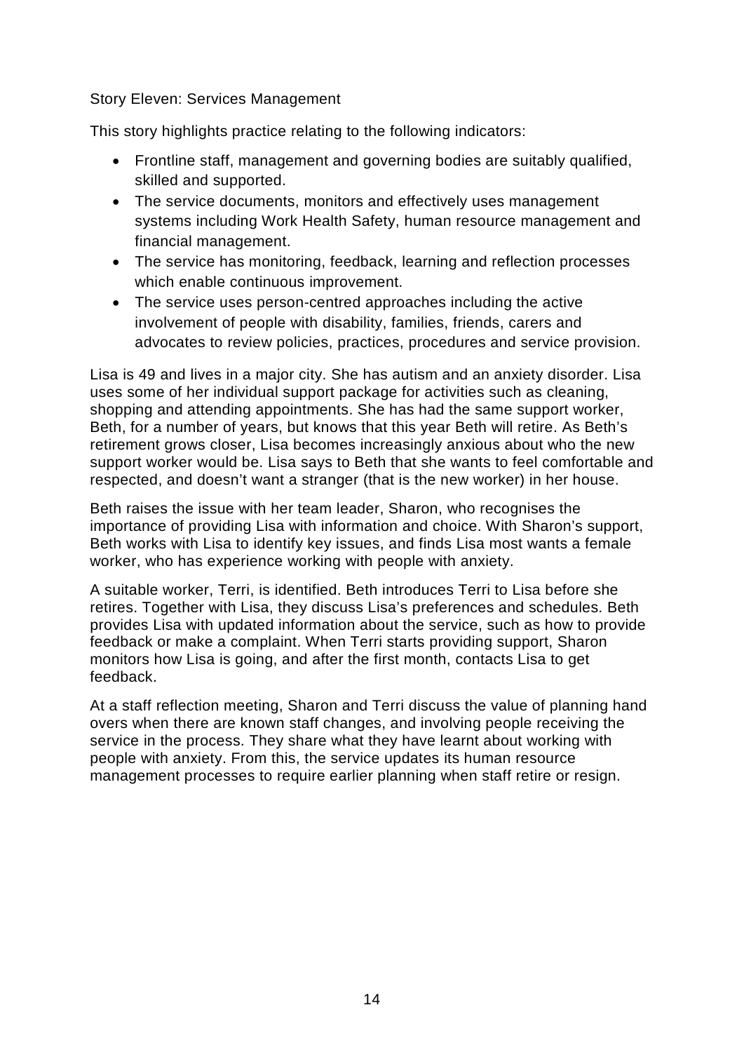## Story Eleven: Services Management

This story highlights practice relating to the following indicators:

- Frontline staff, management and governing bodies are suitably qualified, skilled and supported.
- The service documents, monitors and effectively uses management systems including Work Health Safety, human resource management and financial management.
- The service has monitoring, feedback, learning and reflection processes which enable continuous improvement.
- The service uses person-centred approaches including the active involvement of people with disability, families, friends, carers and advocates to review policies, practices, procedures and service provision.

Lisa is 49 and lives in a major city. She has autism and an anxiety disorder. Lisa uses some of her individual support package for activities such as cleaning, shopping and attending appointments. She has had the same support worker, Beth, for a number of years, but knows that this year Beth will retire. As Beth's retirement grows closer, Lisa becomes increasingly anxious about who the new support worker would be. Lisa says to Beth that she wants to feel comfortable and respected, and doesn't want a stranger (that is the new worker) in her house.

Beth raises the issue with her team leader, Sharon, who recognises the importance of providing Lisa with information and choice. With Sharon's support, Beth works with Lisa to identify key issues, and finds Lisa most wants a female worker, who has experience working with people with anxiety.

A suitable worker, Terri, is identified. Beth introduces Terri to Lisa before she retires. Together with Lisa, they discuss Lisa's preferences and schedules. Beth provides Lisa with updated information about the service, such as how to provide feedback or make a complaint. When Terri starts providing support, Sharon monitors how Lisa is going, and after the first month, contacts Lisa to get feedback.

At a staff reflection meeting, Sharon and Terri discuss the value of planning hand overs when there are known staff changes, and involving people receiving the service in the process. They share what they have learnt about working with people with anxiety. From this, the service updates its human resource management processes to require earlier planning when staff retire or resign.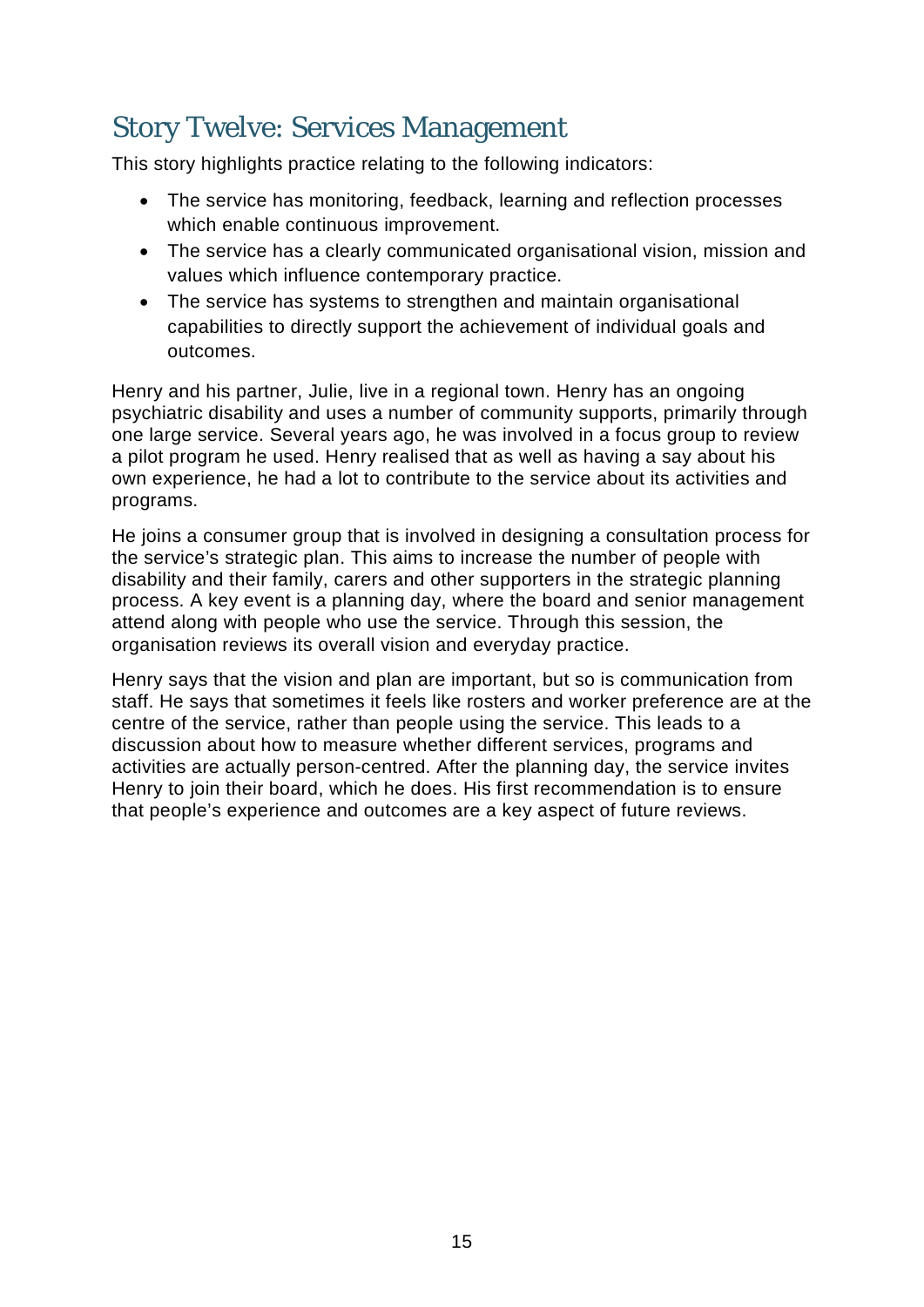## Story Twelve: Services Management

This story highlights practice relating to the following indicators:

- The service has monitoring, feedback, learning and reflection processes which enable continuous improvement.
- The service has a clearly communicated organisational vision, mission and values which influence contemporary practice.
- The service has systems to strengthen and maintain organisational capabilities to directly support the achievement of individual goals and outcomes.

Henry and his partner, Julie, live in a regional town. Henry has an ongoing psychiatric disability and uses a number of community supports, primarily through one large service. Several years ago, he was involved in a focus group to review a pilot program he used. Henry realised that as well as having a say about his own experience, he had a lot to contribute to the service about its activities and programs.

He joins a consumer group that is involved in designing a consultation process for the service's strategic plan. This aims to increase the number of people with disability and their family, carers and other supporters in the strategic planning process. A key event is a planning day, where the board and senior management attend along with people who use the service. Through this session, the organisation reviews its overall vision and everyday practice.

Henry says that the vision and plan are important, but so is communication from staff. He says that sometimes it feels like rosters and worker preference are at the centre of the service, rather than people using the service. This leads to a discussion about how to measure whether different services, programs and activities are actually person-centred. After the planning day, the service invites Henry to join their board, which he does. His first recommendation is to ensure that people's experience and outcomes are a key aspect of future reviews.